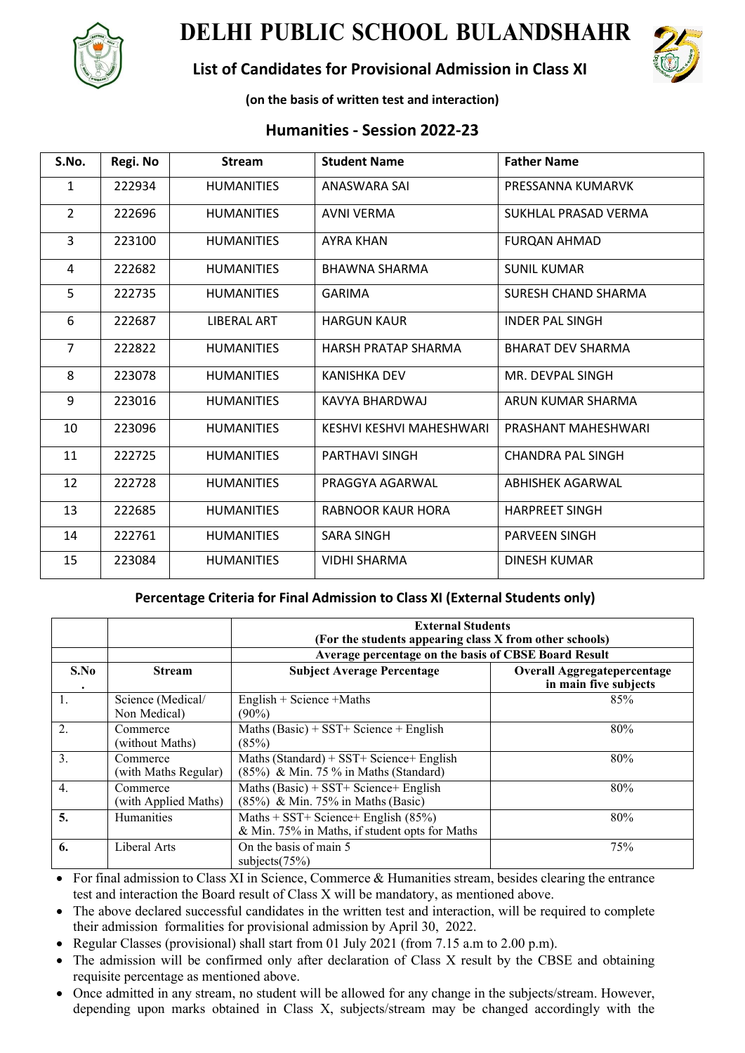# DELHI PUBLIC SCHOOL BULANDSHAHR

## List of Candidates for Provisional Admission in Class XI

**(on the basis of written test and interaction)**

### Humanities - Session 2022-23

| S.No. | Regi. No | Stream | Student Name | Father Name |
|---|---|---|---|---|
| 1 | 222934 | HUMANITIES | ANASWARA SAI | PRESSANNA KUMARVK |
| 2 | 222696 | HUMANITIES | AVNI VERMA | SUKHLAL PRASAD VERMA |
| 3 | 223100 | HUMANITIES | AYRA KHAN | FURQAN AHMAD |
| 4 | 222682 | HUMANITIES | BHAWNA SHARMA | SUNIL KUMAR |
| 5 | 222735 | HUMANITIES | GARIMA | SURESH CHAND SHARMA |
| 6 | 222687 | LIBERAL ART | HARGUN KAUR | INDER PAL SINGH |
| 7 | 222822 | HUMANITIES | HARSH PRATAP SHARMA | BHARAT DEV SHARMA |
| 8 | 223078 | HUMANITIES | KANISHKA DEV | MR. DEVPAL SINGH |
| 9 | 223016 | HUMANITIES | KAVYA BHARDWAJ | ARUN KUMAR SHARMA |
| 10 | 223096 | HUMANITIES | KESHVI KESHVI MAHESHWARI | PRASHANT MAHESHWARI |
| 11 | 222725 | HUMANITIES | PARTHAVI SINGH | CHANDRA PAL SINGH |
| 12 | 222728 | HUMANITIES | PRAGGYA AGARWAL | ABHISHEK AGARWAL |
| 13 | 222685 | HUMANITIES | RABNOOR KAUR HORA | HARPREET SINGH |
| 14 | 222761 | HUMANITIES | SARA SINGH | PARVEEN SINGH |
| 15 | 223084 | HUMANITIES | VIDHI SHARMA | DINESH KUMAR |

### Percentage Criteria for Final Admission to Class XI (External Students only)

| | | **External Students (For the students appearing class X from other schools)** | |
|---|---|---|---|
| | | **Average percentage on the basis of CBSE Board Result** | |
| **S.No.** | **Stream** | **Subject Average Percentage** | **Overall Aggregatepercentage in main five subjects** |
| 1. | Science (Medical/ Non Medical) | English + Science +Maths (90%) | 85% |
| 2. | Commerce (without Maths) | Maths (Basic) + SST+ Science + English (85%) | 80% |
| 3. | Commerce (with Maths Regular) | Maths (Standard) + SST+ Science+ English (85%) & Min. 75 % in Maths (Standard) | 80% |
| 4. | Commerce (with Applied Maths) | Maths (Basic) + SST+ Science+ English (85%) & Min. 75% in Maths (Basic) | 80% |
| **5.** | Humanities | Maths + SST+ Science+ English (85%) & Min. 75% in Maths, if student opts for Maths | 80% |
| **6.** | Liberal Arts | On the basis of main 5 subjects(75%) | 75% |

- For final admission to Class XI in Science, Commerce & Humanities stream, besides clearing the entrance test and interaction the Board result of Class X will be mandatory, as mentioned above.
- The above declared successful candidates in the written test and interaction, will be required to complete their admission formalities for provisional admission by April 30, 2022.
- Regular Classes (provisional) shall start from 01 July 2021 (from 7.15 a.m to 2.00 p.m).
- The admission will be confirmed only after declaration of Class X result by the CBSE and obtaining requisite percentage as mentioned above.
- Once admitted in any stream, no student will be allowed for any change in the subjects/stream. However, depending upon marks obtained in Class X, subjects/stream may be changed accordingly with the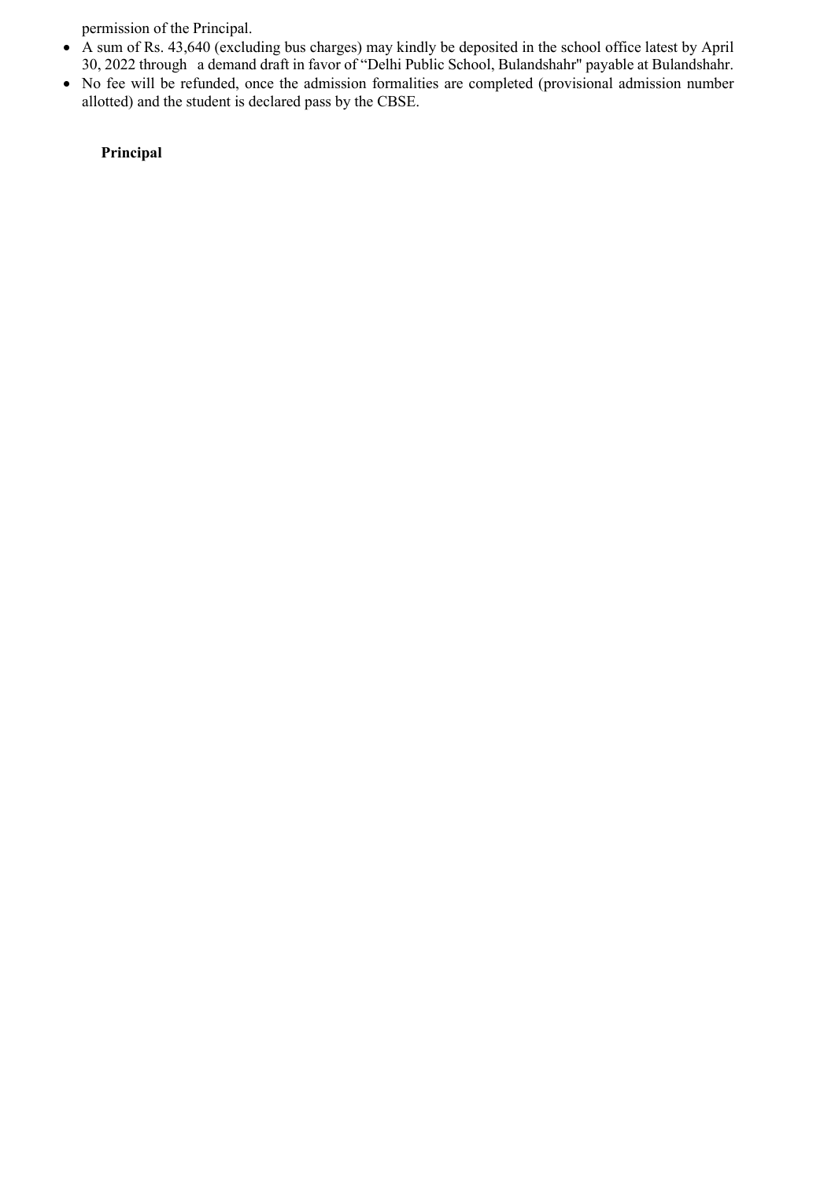permission of the Principal.

- A sum of Rs. 43,640 (excluding bus charges) may kindly be deposited in the school office latest by April 30, 2022 through a demand draft in favor of "Delhi Public School, Bulandshahr" payable at Bulandshahr.
- No fee will be refunded, once the admission formalities are completed (provisional admission number allotted) and the student is declared pass by the CBSE.

**Principal**